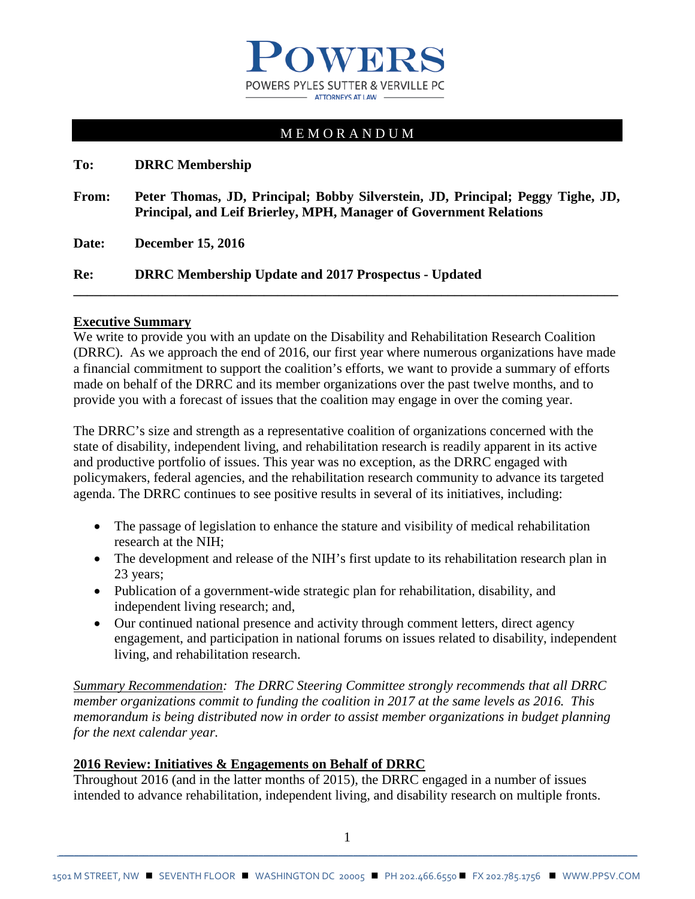# POWERS

POWERS PYLES SUTTER & VERVILLE PC

ATTORNEYS AT LAW

## MEMORANDUM

**To:** **DRRC Membership**

**From:** **Peter Thomas, JD, Principal; Bobby Silverstein, JD, Principal; Peggy Tighe, JD, Principal, and Leif Brierley, MPH, Manager of Government Relations**

**Date:** **December 15, 2016**

**Re:** **DRRC Membership Update and 2017 Prospectus - Updated**

---

**Executive Summary**

We write to provide you with an update on the Disability and Rehabilitation Research Coalition (DRRC). As we approach the end of 2016, our first year where numerous organizations have made a financial commitment to support the coalition's efforts, we want to provide a summary of efforts made on behalf of the DRRC and its member organizations over the past twelve months, and to provide you with a forecast of issues that the coalition may engage in over the coming year.

The DRRC's size and strength as a representative coalition of organizations concerned with the state of disability, independent living, and rehabilitation research is readily apparent in its active and productive portfolio of issues. This year was no exception, as the DRRC engaged with policymakers, federal agencies, and the rehabilitation research community to advance its targeted agenda. The DRRC continues to see positive results in several of its initiatives, including:

- The passage of legislation to enhance the stature and visibility of medical rehabilitation research at the NIH;
- The development and release of the NIH's first update to its rehabilitation research plan in 23 years;
- Publication of a government-wide strategic plan for rehabilitation, disability, and independent living research; and,
- Our continued national presence and activity through comment letters, direct agency engagement, and participation in national forums on issues related to disability, independent living, and rehabilitation research.

*Summary Recommendation: The DRRC Steering Committee strongly recommends that all DRRC member organizations commit to funding the coalition in 2017 at the same levels as 2016. This memorandum is being distributed now in order to assist member organizations in budget planning for the next calendar year.*

**2016 Review: Initiatives & Engagements on Behalf of DRRC**

Throughout 2016 (and in the latter months of 2015), the DRRC engaged in a number of issues intended to advance rehabilitation, independent living, and disability research on multiple fronts.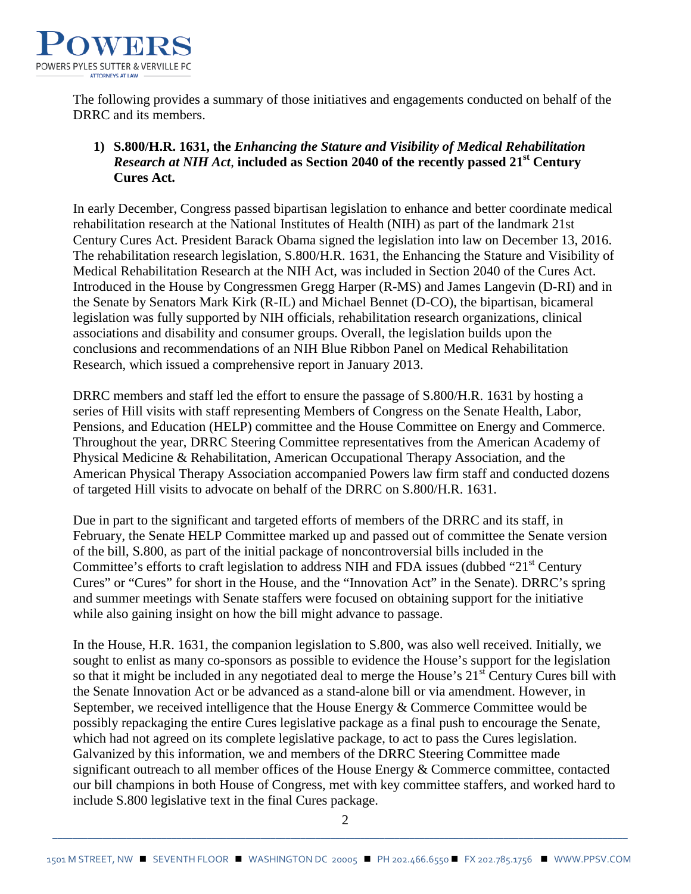The following provides a summary of those initiatives and engagements conducted on behalf of the DRRC and its members.

**1) S.800/H.R. 1631, the *Enhancing the Stature and Visibility of Medical Rehabilitation Research at NIH Act*, included as Section 2040 of the recently passed 21st Century Cures Act.**

In early December, Congress passed bipartisan legislation to enhance and better coordinate medical rehabilitation research at the National Institutes of Health (NIH) as part of the landmark 21st Century Cures Act. President Barack Obama signed the legislation into law on December 13, 2016. The rehabilitation research legislation, S.800/H.R. 1631, the Enhancing the Stature and Visibility of Medical Rehabilitation Research at the NIH Act, was included in Section 2040 of the Cures Act. Introduced in the House by Congressmen Gregg Harper (R-MS) and James Langevin (D-RI) and in the Senate by Senators Mark Kirk (R-IL) and Michael Bennet (D-CO), the bipartisan, bicameral legislation was fully supported by NIH officials, rehabilitation research organizations, clinical associations and disability and consumer groups. Overall, the legislation builds upon the conclusions and recommendations of an NIH Blue Ribbon Panel on Medical Rehabilitation Research, which issued a comprehensive report in January 2013.

DRRC members and staff led the effort to ensure the passage of S.800/H.R. 1631 by hosting a series of Hill visits with staff representing Members of Congress on the Senate Health, Labor, Pensions, and Education (HELP) committee and the House Committee on Energy and Commerce. Throughout the year, DRRC Steering Committee representatives from the American Academy of Physical Medicine & Rehabilitation, American Occupational Therapy Association, and the American Physical Therapy Association accompanied Powers law firm staff and conducted dozens of targeted Hill visits to advocate on behalf of the DRRC on S.800/H.R. 1631.

Due in part to the significant and targeted efforts of members of the DRRC and its staff, in February, the Senate HELP Committee marked up and passed out of committee the Senate version of the bill, S.800, as part of the initial package of noncontroversial bills included in the Committee's efforts to craft legislation to address NIH and FDA issues (dubbed "21st Century Cures" or "Cures" for short in the House, and the "Innovation Act" in the Senate). DRRC's spring and summer meetings with Senate staffers were focused on obtaining support for the initiative while also gaining insight on how the bill might advance to passage.

In the House, H.R. 1631, the companion legislation to S.800, was also well received. Initially, we sought to enlist as many co-sponsors as possible to evidence the House's support for the legislation so that it might be included in any negotiated deal to merge the House's 21st Century Cures bill with the Senate Innovation Act or be advanced as a stand-alone bill or via amendment. However, in September, we received intelligence that the House Energy & Commerce Committee would be possibly repackaging the entire Cures legislative package as a final push to encourage the Senate, which had not agreed on its complete legislative package, to act to pass the Cures legislation. Galvanized by this information, we and members of the DRRC Steering Committee made significant outreach to all member offices of the House Energy & Commerce committee, contacted our bill champions in both House of Congress, met with key committee staffers, and worked hard to include S.800 legislative text in the final Cures package.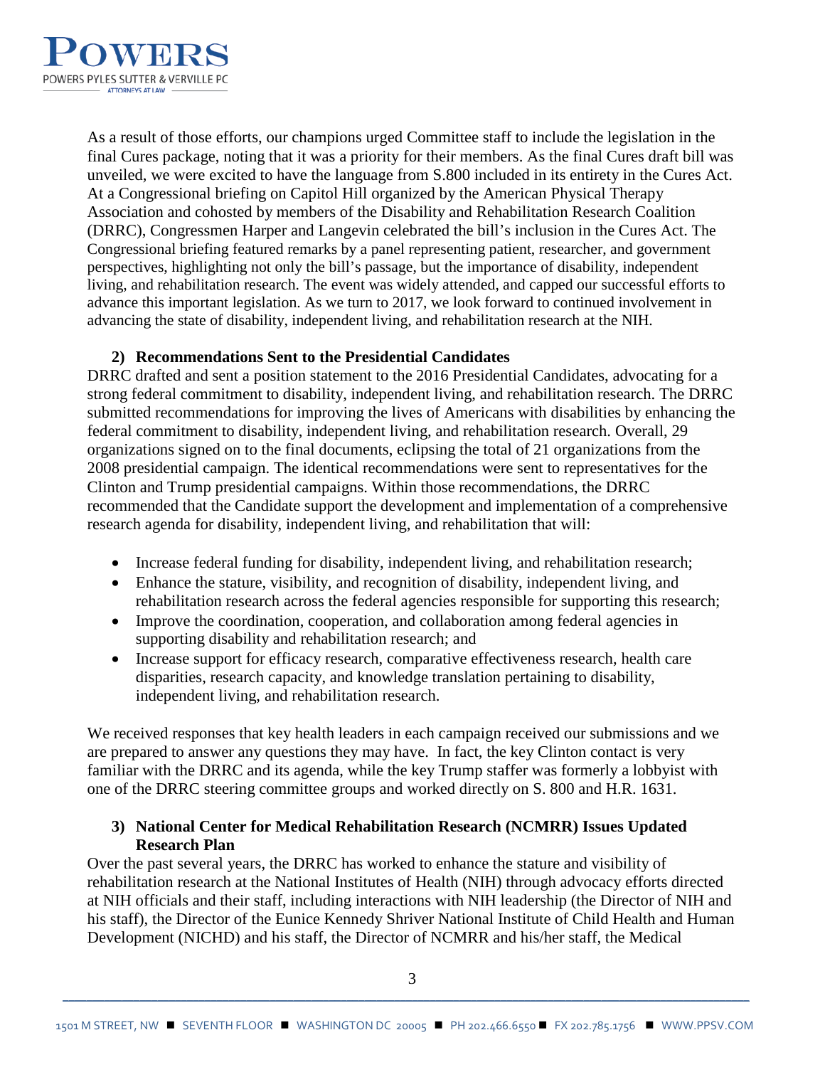As a result of those efforts, our champions urged Committee staff to include the legislation in the final Cures package, noting that it was a priority for their members. As the final Cures draft bill was unveiled, we were excited to have the language from S.800 included in its entirety in the Cures Act. At a Congressional briefing on Capitol Hill organized by the American Physical Therapy Association and cohosted by members of the Disability and Rehabilitation Research Coalition (DRRC), Congressmen Harper and Langevin celebrated the bill's inclusion in the Cures Act. The Congressional briefing featured remarks by a panel representing patient, researcher, and government perspectives, highlighting not only the bill's passage, but the importance of disability, independent living, and rehabilitation research. The event was widely attended, and capped our successful efforts to advance this important legislation. As we turn to 2017, we look forward to continued involvement in advancing the state of disability, independent living, and rehabilitation research at the NIH.

**2) Recommendations Sent to the Presidential Candidates**

DRRC drafted and sent a position statement to the 2016 Presidential Candidates, advocating for a strong federal commitment to disability, independent living, and rehabilitation research. The DRRC submitted recommendations for improving the lives of Americans with disabilities by enhancing the federal commitment to disability, independent living, and rehabilitation research. Overall, 29 organizations signed on to the final documents, eclipsing the total of 21 organizations from the 2008 presidential campaign. The identical recommendations were sent to representatives for the Clinton and Trump presidential campaigns. Within those recommendations, the DRRC recommended that the Candidate support the development and implementation of a comprehensive research agenda for disability, independent living, and rehabilitation that will:

- Increase federal funding for disability, independent living, and rehabilitation research;
- Enhance the stature, visibility, and recognition of disability, independent living, and rehabilitation research across the federal agencies responsible for supporting this research;
- Improve the coordination, cooperation, and collaboration among federal agencies in supporting disability and rehabilitation research; and
- Increase support for efficacy research, comparative effectiveness research, health care disparities, research capacity, and knowledge translation pertaining to disability, independent living, and rehabilitation research.

We received responses that key health leaders in each campaign received our submissions and we are prepared to answer any questions they may have. In fact, the key Clinton contact is very familiar with the DRRC and its agenda, while the key Trump staffer was formerly a lobbyist with one of the DRRC steering committee groups and worked directly on S. 800 and H.R. 1631.

**3) National Center for Medical Rehabilitation Research (NCMRR) Issues Updated Research Plan**

Over the past several years, the DRRC has worked to enhance the stature and visibility of rehabilitation research at the National Institutes of Health (NIH) through advocacy efforts directed at NIH officials and their staff, including interactions with NIH leadership (the Director of NIH and his staff), the Director of the Eunice Kennedy Shriver National Institute of Child Health and Human Development (NICHD) and his staff, the Director of NCMRR and his/her staff, the Medical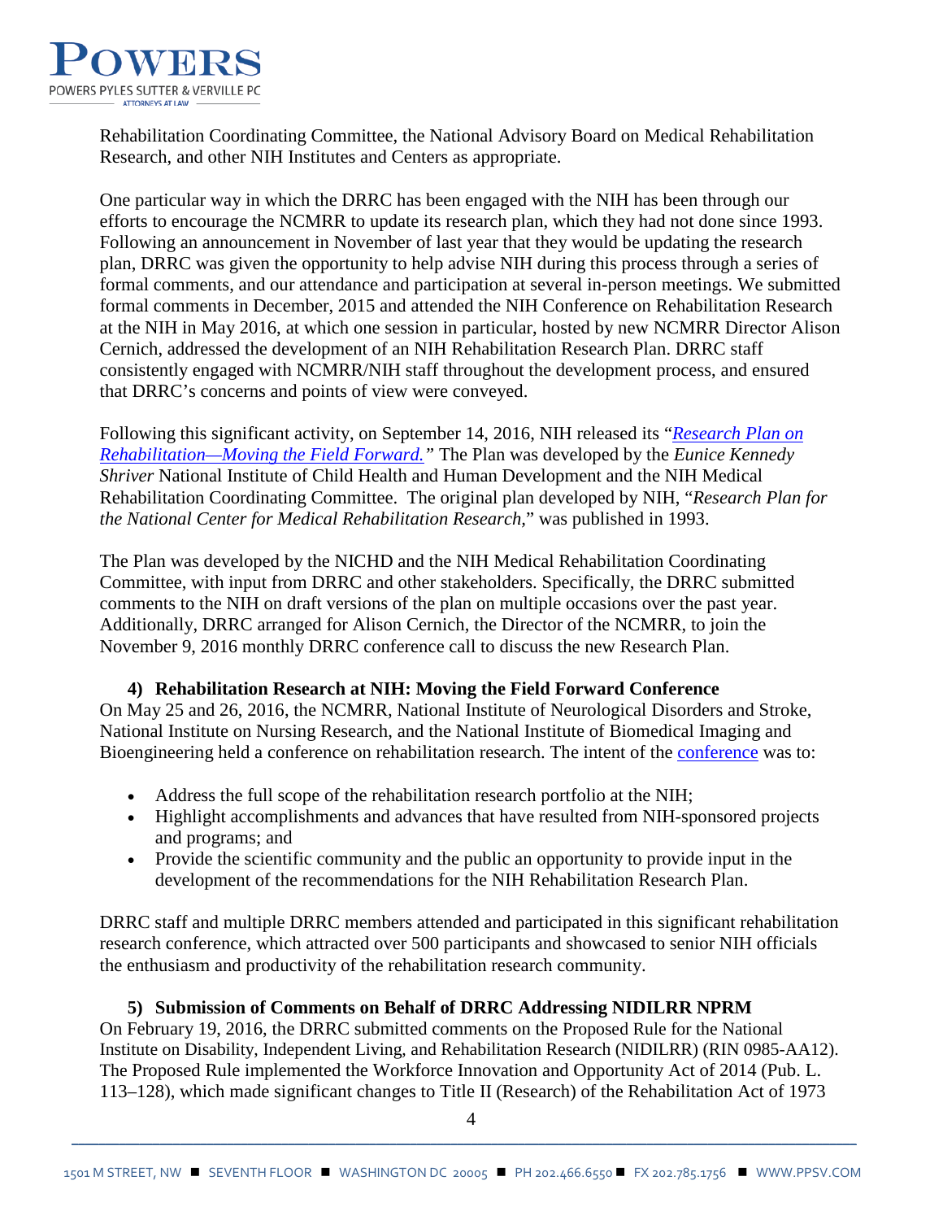Rehabilitation Coordinating Committee, the National Advisory Board on Medical Rehabilitation Research, and other NIH Institutes and Centers as appropriate.

One particular way in which the DRRC has been engaged with the NIH has been through our efforts to encourage the NCMRR to update its research plan, which they had not done since 1993. Following an announcement in November of last year that they would be updating the research plan, DRRC was given the opportunity to help advise NIH during this process through a series of formal comments, and our attendance and participation at several in-person meetings. We submitted formal comments in December, 2015 and attended the NIH Conference on Rehabilitation Research at the NIH in May 2016, at which one session in particular, hosted by new NCMRR Director Alison Cernich, addressed the development of an NIH Rehabilitation Research Plan. DRRC staff consistently engaged with NCMRR/NIH staff throughout the development process, and ensured that DRRC's concerns and points of view were conveyed.

Following this significant activity, on September 14, 2016, NIH released its "*Research Plan on Rehabilitation—Moving the Field Forward.*" The Plan was developed by the *Eunice Kennedy Shriver* National Institute of Child Health and Human Development and the NIH Medical Rehabilitation Coordinating Committee. The original plan developed by NIH, "*Research Plan for the National Center for Medical Rehabilitation Research,*" was published in 1993.

The Plan was developed by the NICHD and the NIH Medical Rehabilitation Coordinating Committee, with input from DRRC and other stakeholders. Specifically, the DRRC submitted comments to the NIH on draft versions of the plan on multiple occasions over the past year. Additionally, DRRC arranged for Alison Cernich, the Director of the NCMRR, to join the November 9, 2016 monthly DRRC conference call to discuss the new Research Plan.

**4) Rehabilitation Research at NIH: Moving the Field Forward Conference**

On May 25 and 26, 2016, the NCMRR, National Institute of Neurological Disorders and Stroke, National Institute on Nursing Research, and the National Institute of Biomedical Imaging and Bioengineering held a conference on rehabilitation research. The intent of the conference was to:

- Address the full scope of the rehabilitation research portfolio at the NIH;
- Highlight accomplishments and advances that have resulted from NIH-sponsored projects and programs; and
- Provide the scientific community and the public an opportunity to provide input in the development of the recommendations for the NIH Rehabilitation Research Plan.

DRRC staff and multiple DRRC members attended and participated in this significant rehabilitation research conference, which attracted over 500 participants and showcased to senior NIH officials the enthusiasm and productivity of the rehabilitation research community.

**5) Submission of Comments on Behalf of DRRC Addressing NIDILRR NPRM**

On February 19, 2016, the DRRC submitted comments on the Proposed Rule for the National Institute on Disability, Independent Living, and Rehabilitation Research (NIDILRR) (RIN 0985-AA12). The Proposed Rule implemented the Workforce Innovation and Opportunity Act of 2014 (Pub. L. 113–128), which made significant changes to Title II (Research) of the Rehabilitation Act of 1973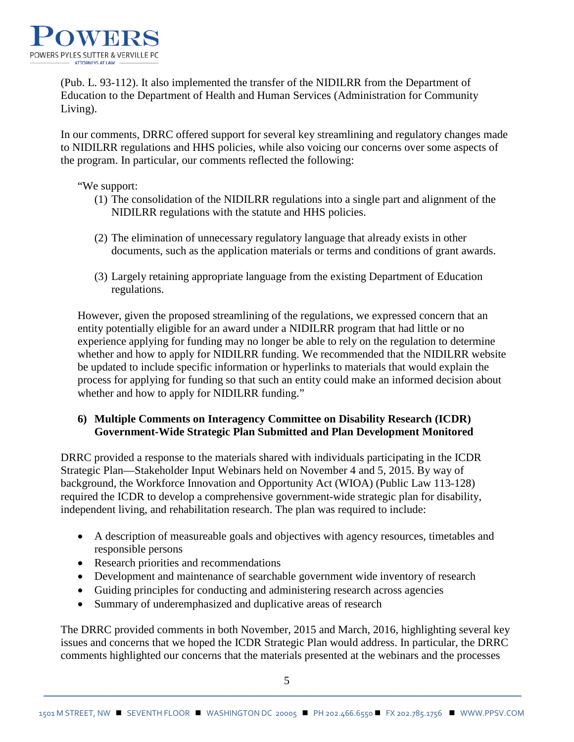(Pub. L. 93-112). It also implemented the transfer of the NIDILRR from the Department of Education to the Department of Health and Human Services (Administration for Community Living).

In our comments, DRRC offered support for several key streamlining and regulatory changes made to NIDILRR regulations and HHS policies, while also voicing our concerns over some aspects of the program. In particular, our comments reflected the following:

> "We support:
>
> (1) The consolidation of the NIDILRR regulations into a single part and alignment of the NIDILRR regulations with the statute and HHS policies.
>
> (2) The elimination of unnecessary regulatory language that already exists in other documents, such as the application materials or terms and conditions of grant awards.
>
> (3) Largely retaining appropriate language from the existing Department of Education regulations.
>
> However, given the proposed streamlining of the regulations, we expressed concern that an entity potentially eligible for an award under a NIDILRR program that had little or no experience applying for funding may no longer be able to rely on the regulation to determine whether and how to apply for NIDILRR funding. We recommended that the NIDILRR website be updated to include specific information or hyperlinks to materials that would explain the process for applying for funding so that such an entity could make an informed decision about whether and how to apply for NIDILRR funding."

**6) Multiple Comments on Interagency Committee on Disability Research (ICDR) Government-Wide Strategic Plan Submitted and Plan Development Monitored**

DRRC provided a response to the materials shared with individuals participating in the ICDR Strategic Plan—Stakeholder Input Webinars held on November 4 and 5, 2015. By way of background, the Workforce Innovation and Opportunity Act (WIOA) (Public Law 113-128) required the ICDR to develop a comprehensive government-wide strategic plan for disability, independent living, and rehabilitation research. The plan was required to include:

- A description of measureable goals and objectives with agency resources, timetables and responsible persons
- Research priorities and recommendations
- Development and maintenance of searchable government wide inventory of research
- Guiding principles for conducting and administering research across agencies
- Summary of underemphasized and duplicative areas of research

The DRRC provided comments in both November, 2015 and March, 2016, highlighting several key issues and concerns that we hoped the ICDR Strategic Plan would address. In particular, the DRRC comments highlighted our concerns that the materials presented at the webinars and the processes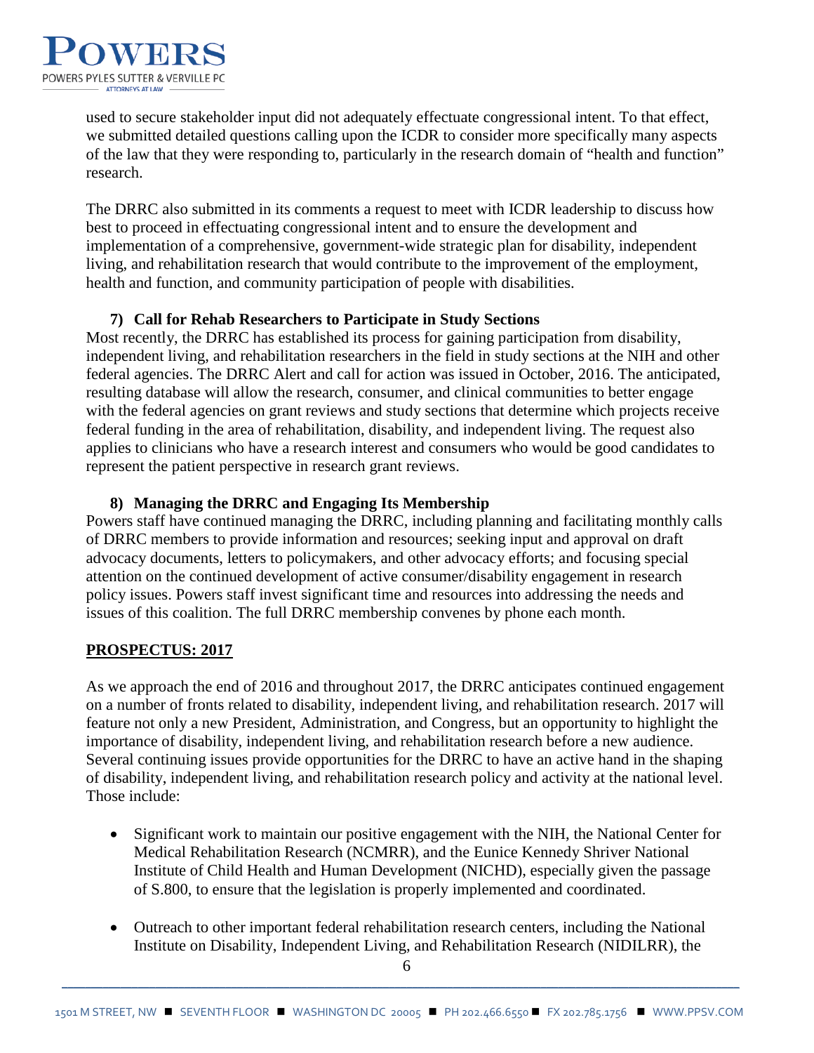used to secure stakeholder input did not adequately effectuate congressional intent. To that effect, we submitted detailed questions calling upon the ICDR to consider more specifically many aspects of the law that they were responding to, particularly in the research domain of "health and function" research.

The DRRC also submitted in its comments a request to meet with ICDR leadership to discuss how best to proceed in effectuating congressional intent and to ensure the development and implementation of a comprehensive, government-wide strategic plan for disability, independent living, and rehabilitation research that would contribute to the improvement of the employment, health and function, and community participation of people with disabilities.

**7) Call for Rehab Researchers to Participate in Study Sections**

Most recently, the DRRC has established its process for gaining participation from disability, independent living, and rehabilitation researchers in the field in study sections at the NIH and other federal agencies. The DRRC Alert and call for action was issued in October, 2016. The anticipated, resulting database will allow the research, consumer, and clinical communities to better engage with the federal agencies on grant reviews and study sections that determine which projects receive federal funding in the area of rehabilitation, disability, and independent living. The request also applies to clinicians who have a research interest and consumers who would be good candidates to represent the patient perspective in research grant reviews.

**8) Managing the DRRC and Engaging Its Membership**

Powers staff have continued managing the DRRC, including planning and facilitating monthly calls of DRRC members to provide information and resources; seeking input and approval on draft advocacy documents, letters to policymakers, and other advocacy efforts; and focusing special attention on the continued development of active consumer/disability engagement in research policy issues. Powers staff invest significant time and resources into addressing the needs and issues of this coalition. The full DRRC membership convenes by phone each month.

## PROSPECTUS: 2017

As we approach the end of 2016 and throughout 2017, the DRRC anticipates continued engagement on a number of fronts related to disability, independent living, and rehabilitation research. 2017 will feature not only a new President, Administration, and Congress, but an opportunity to highlight the importance of disability, independent living, and rehabilitation research before a new audience. Several continuing issues provide opportunities for the DRRC to have an active hand in the shaping of disability, independent living, and rehabilitation research policy and activity at the national level. Those include:

- Significant work to maintain our positive engagement with the NIH, the National Center for Medical Rehabilitation Research (NCMRR), and the Eunice Kennedy Shriver National Institute of Child Health and Human Development (NICHD), especially given the passage of S.800, to ensure that the legislation is properly implemented and coordinated.
- Outreach to other important federal rehabilitation research centers, including the National Institute on Disability, Independent Living, and Rehabilitation Research (NIDILRR), the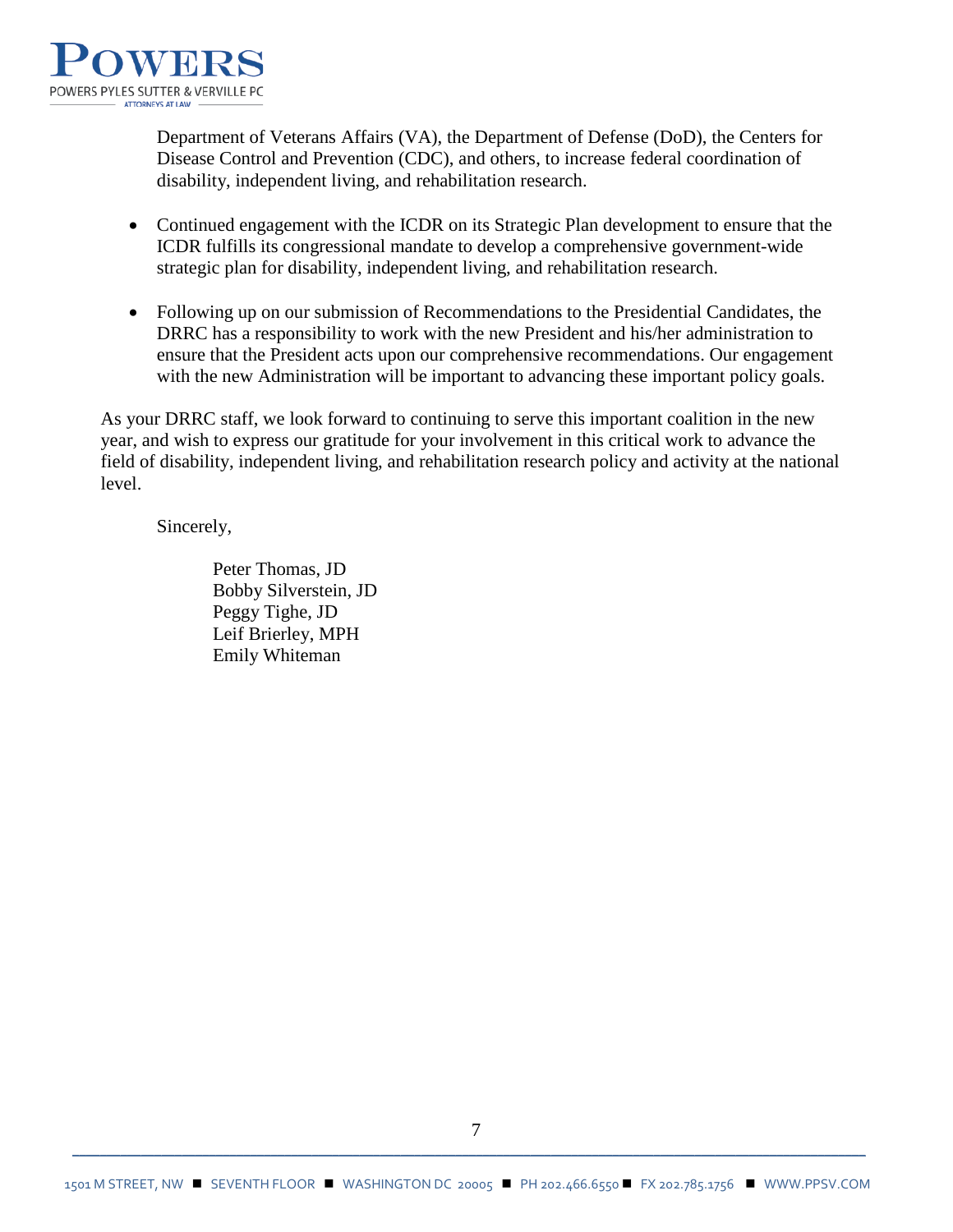Department of Veterans Affairs (VA), the Department of Defense (DoD), the Centers for Disease Control and Prevention (CDC), and others, to increase federal coordination of disability, independent living, and rehabilitation research.

- Continued engagement with the ICDR on its Strategic Plan development to ensure that the ICDR fulfills its congressional mandate to develop a comprehensive government-wide strategic plan for disability, independent living, and rehabilitation research.

- Following up on our submission of Recommendations to the Presidential Candidates, the DRRC has a responsibility to work with the new President and his/her administration to ensure that the President acts upon our comprehensive recommendations. Our engagement with the new Administration will be important to advancing these important policy goals.

As your DRRC staff, we look forward to continuing to serve this important coalition in the new year, and wish to express our gratitude for your involvement in this critical work to advance the field of disability, independent living, and rehabilitation research policy and activity at the national level.

Sincerely,

Peter Thomas, JD
Bobby Silverstein, JD
Peggy Tighe, JD
Leif Brierley, MPH
Emily Whiteman